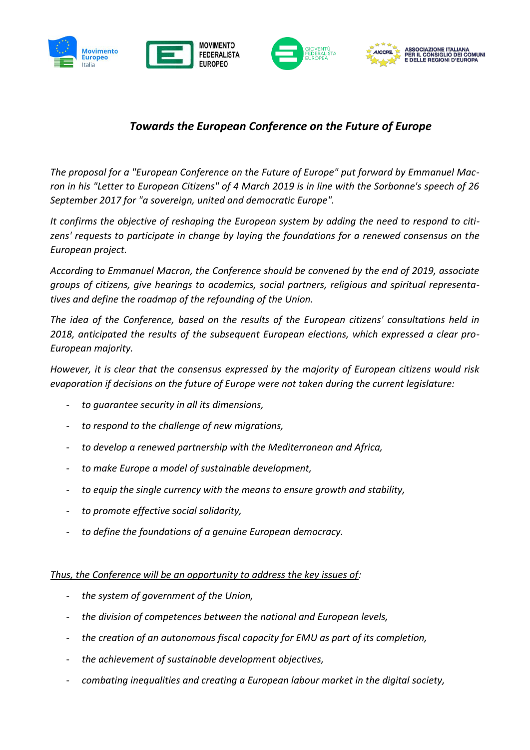Movimento Europeo Italia | MOVIMENTO FEDERALISTA EUROPEO | GIOVENTÙ FEDERALISTA EUROPEA | AICCRE ASSOCIAZIONE ITALIANA PER IL CONSIGLIO DEI COMUNI E DELLE REGIONI D'EUROPA

# *Towards the European Conference on the Future of Europe*

*The proposal for a "European Conference on the Future of Europe" put forward by Emmanuel Macron in his "Letter to European Citizens" of 4 March 2019 is in line with the Sorbonne's speech of 26 September 2017 for "a sovereign, united and democratic Europe".*

*It confirms the objective of reshaping the European system by adding the need to respond to citizens' requests to participate in change by laying the foundations for a renewed consensus on the European project.*

*According to Emmanuel Macron, the Conference should be convened by the end of 2019, associate groups of citizens, give hearings to academics, social partners, religious and spiritual representatives and define the roadmap of the refounding of the Union.*

*The idea of the Conference, based on the results of the European citizens' consultations held in 2018, anticipated the results of the subsequent European elections, which expressed a clear pro-European majority.*

*However, it is clear that the consensus expressed by the majority of European citizens would risk evaporation if decisions on the future of Europe were not taken during the current legislature:*

- *to guarantee security in all its dimensions,*
- *to respond to the challenge of new migrations,*
- *to develop a renewed partnership with the Mediterranean and Africa,*
- *to make Europe a model of sustainable development,*
- *to equip the single currency with the means to ensure growth and stability,*
- *to promote effective social solidarity,*
- *to define the foundations of a genuine European democracy.*

<u>*Thus, the Conference will be an opportunity to address the key issues of*</u>*:*

- *the system of government of the Union,*
- *the division of competences between the national and European levels,*
- *the creation of an autonomous fiscal capacity for EMU as part of its completion,*
- *the achievement of sustainable development objectives,*
- *combating inequalities and creating a European labour market in the digital society,*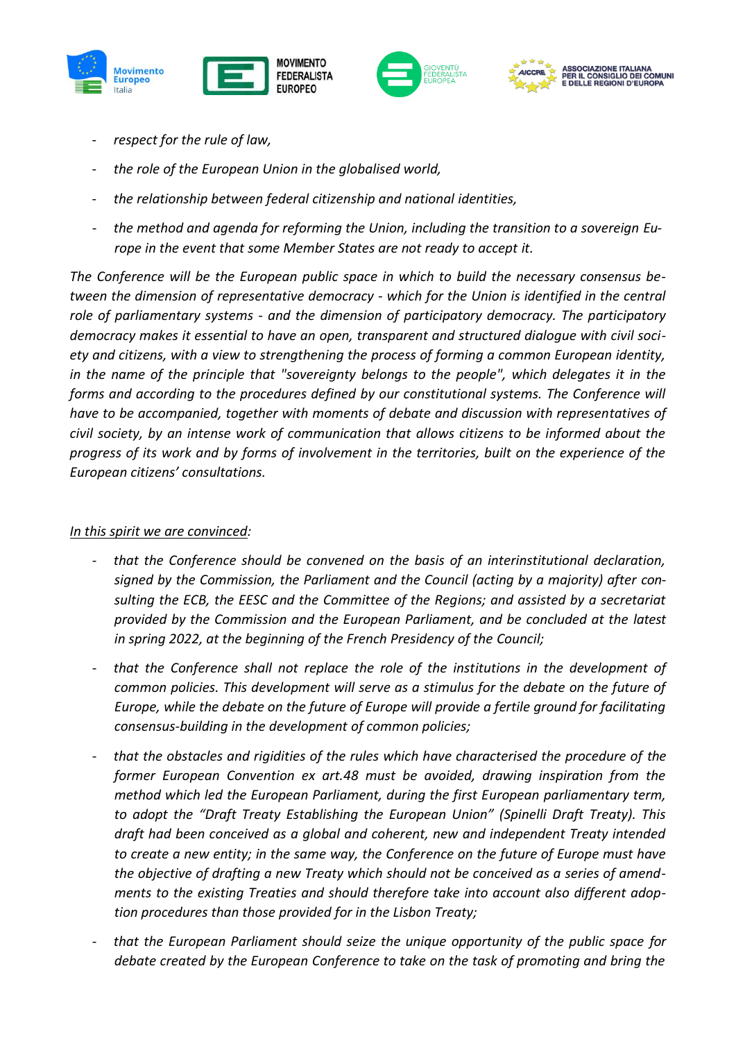- *respect for the rule of law,*
- *the role of the European Union in the globalised world,*
- *the relationship between federal citizenship and national identities,*
- *the method and agenda for reforming the Union, including the transition to a sovereign Europe in the event that some Member States are not ready to accept it.*

*The Conference will be the European public space in which to build the necessary consensus between the dimension of representative democracy - which for the Union is identified in the central role of parliamentary systems - and the dimension of participatory democracy. The participatory democracy makes it essential to have an open, transparent and structured dialogue with civil society and citizens, with a view to strengthening the process of forming a common European identity, in the name of the principle that "sovereignty belongs to the people", which delegates it in the forms and according to the procedures defined by our constitutional systems. The Conference will have to be accompanied, together with moments of debate and discussion with representatives of civil society, by an intense work of communication that allows citizens to be informed about the progress of its work and by forms of involvement in the territories, built on the experience of the European citizens' consultations.*

*In this spirit we are convinced*:

- *that the Conference should be convened on the basis of an interinstitutional declaration, signed by the Commission, the Parliament and the Council (acting by a majority) after consulting the ECB, the EESC and the Committee of the Regions; and assisted by a secretariat provided by the Commission and the European Parliament, and be concluded at the latest in spring 2022, at the beginning of the French Presidency of the Council;*
- *that the Conference shall not replace the role of the institutions in the development of common policies. This development will serve as a stimulus for the debate on the future of Europe, while the debate on the future of Europe will provide a fertile ground for facilitating consensus-building in the development of common policies;*
- *that the obstacles and rigidities of the rules which have characterised the procedure of the former European Convention ex art.48 must be avoided, drawing inspiration from the method which led the European Parliament, during the first European parliamentary term, to adopt the "Draft Treaty Establishing the European Union" (Spinelli Draft Treaty). This draft had been conceived as a global and coherent, new and independent Treaty intended to create a new entity; in the same way, the Conference on the future of Europe must have the objective of drafting a new Treaty which should not be conceived as a series of amendments to the existing Treaties and should therefore take into account also different adoption procedures than those provided for in the Lisbon Treaty;*
- *that the European Parliament should seize the unique opportunity of the public space for debate created by the European Conference to take on the task of promoting and bring the*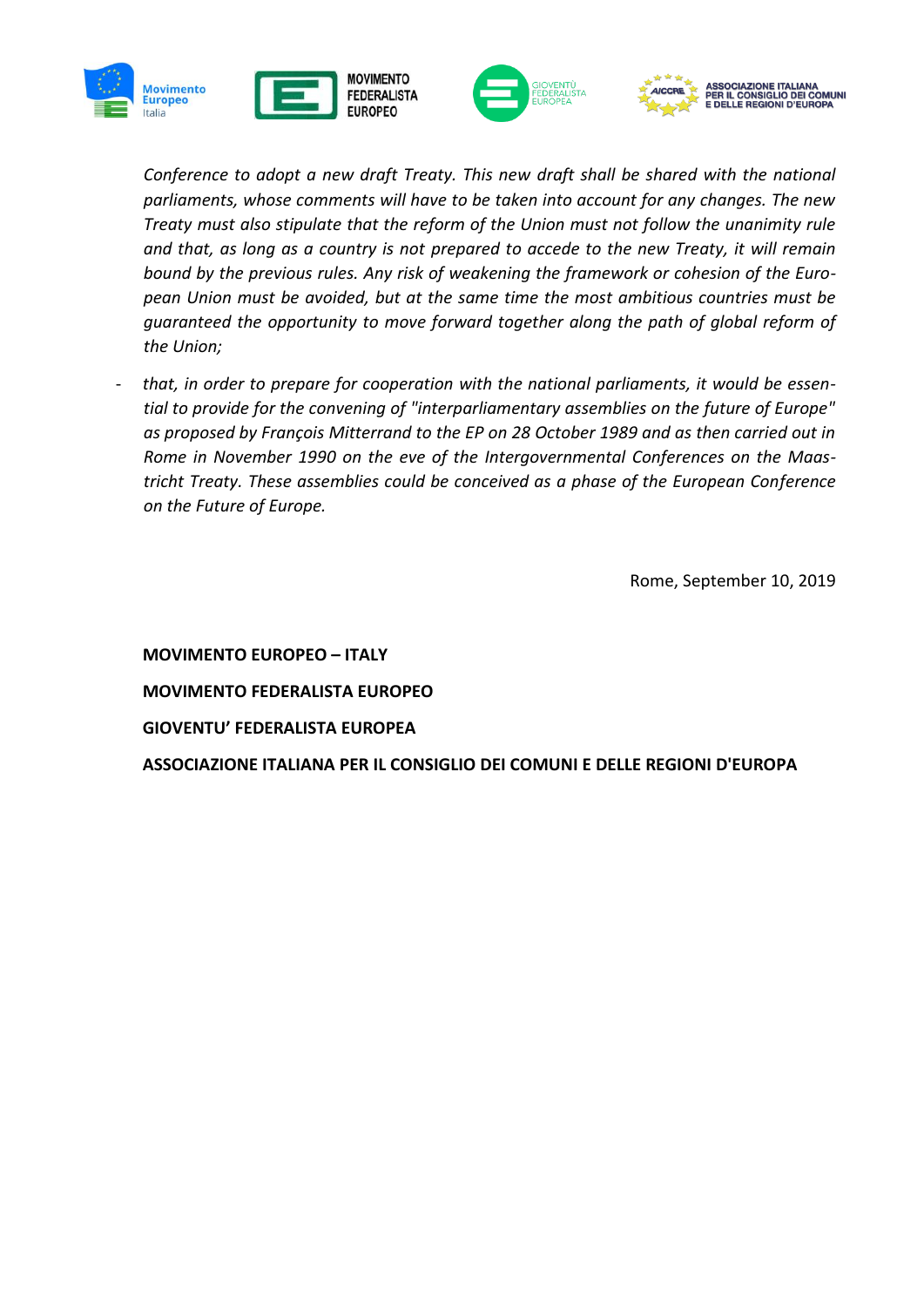*Conference to adopt a new draft Treaty. This new draft shall be shared with the national parliaments, whose comments will have to be taken into account for any changes. The new Treaty must also stipulate that the reform of the Union must not follow the unanimity rule and that, as long as a country is not prepared to accede to the new Treaty, it will remain bound by the previous rules. Any risk of weakening the framework or cohesion of the European Union must be avoided, but at the same time the most ambitious countries must be guaranteed the opportunity to move forward together along the path of global reform of the Union;*

- *that, in order to prepare for cooperation with the national parliaments, it would be essential to provide for the convening of "interparliamentary assemblies on the future of Europe" as proposed by François Mitterrand to the EP on 28 October 1989 and as then carried out in Rome in November 1990 on the eve of the Intergovernmental Conferences on the Maastricht Treaty. These assemblies could be conceived as a phase of the European Conference on the Future of Europe.*

Rome, September 10, 2019

**MOVIMENTO EUROPEO – ITALY**

**MOVIMENTO FEDERALISTA EUROPEO**

**GIOVENTU' FEDERALISTA EUROPEA**

**ASSOCIAZIONE ITALIANA PER IL CONSIGLIO DEI COMUNI E DELLE REGIONI D'EUROPA**